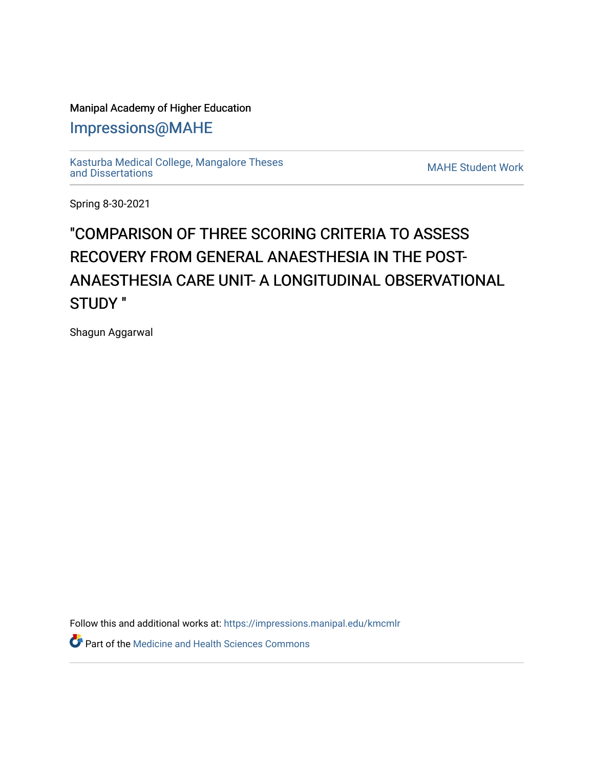Manipal Academy of Higher Education

# Impressions@MAHE

Kasturba Medical College, Mangalore Theses and Dissertations

MAHE Student Work

Spring 8-30-2021

# "COMPARISON OF THREE SCORING CRITERIA TO ASSESS RECOVERY FROM GENERAL ANAESTHESIA IN THE POST-ANAESTHESIA CARE UNIT- A LONGITUDINAL OBSERVATIONAL STUDY "

Shagun Aggarwal

Follow this and additional works at: https://impressions.manipal.edu/kmcmlr

Part of the Medicine and Health Sciences Commons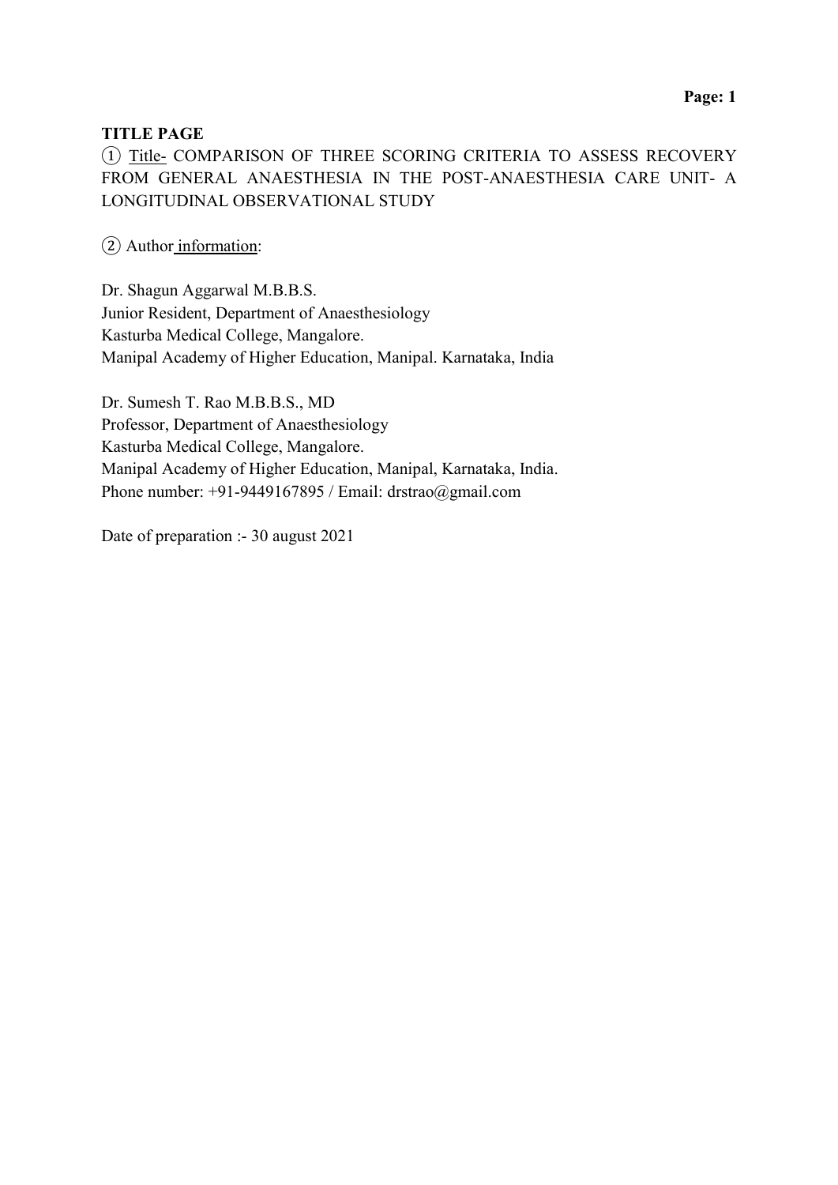**TITLE PAGE**

① Title- COMPARISON OF THREE SCORING CRITERIA TO ASSESS RECOVERY FROM GENERAL ANAESTHESIA IN THE POST-ANAESTHESIA CARE UNIT- A LONGITUDINAL OBSERVATIONAL STUDY

② Author information:

Dr. Shagun Aggarwal M.B.B.S.
Junior Resident, Department of Anaesthesiology
Kasturba Medical College, Mangalore.
Manipal Academy of Higher Education, Manipal. Karnataka, India

Dr. Sumesh T. Rao M.B.B.S., MD
Professor, Department of Anaesthesiology
Kasturba Medical College, Mangalore.
Manipal Academy of Higher Education, Manipal, Karnataka, India.
Phone number: +91-9449167895 / Email: drstrao@gmail.com

Date of preparation :- 30 august 2021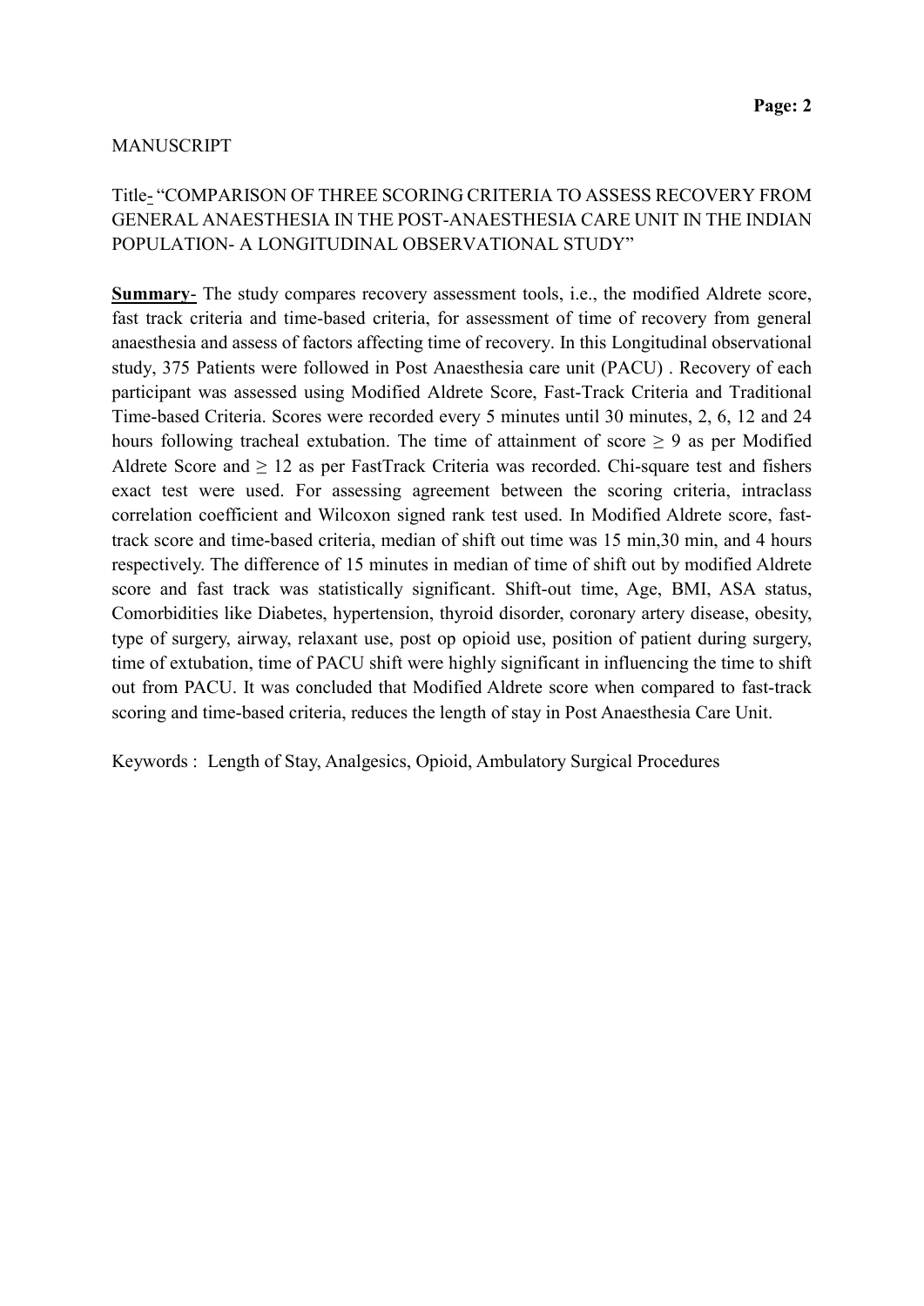MANUSCRIPT

Title- "COMPARISON OF THREE SCORING CRITERIA TO ASSESS RECOVERY FROM GENERAL ANAESTHESIA IN THE POST-ANAESTHESIA CARE UNIT IN THE INDIAN POPULATION- A LONGITUDINAL OBSERVATIONAL STUDY"

**Summary**- The study compares recovery assessment tools, i.e., the modified Aldrete score, fast track criteria and time-based criteria, for assessment of time of recovery from general anaesthesia and assess of factors affecting time of recovery. In this Longitudinal observational study, 375 Patients were followed in Post Anaesthesia care unit (PACU) . Recovery of each participant was assessed using Modified Aldrete Score, Fast-Track Criteria and Traditional Time-based Criteria. Scores were recorded every 5 minutes until 30 minutes, 2, 6, 12 and 24 hours following tracheal extubation. The time of attainment of score $\geq 9$ as per Modified Aldrete Score and $\geq 12$ as per FastTrack Criteria was recorded. Chi-square test and fishers exact test were used. For assessing agreement between the scoring criteria, intraclass correlation coefficient and Wilcoxon signed rank test used. In Modified Aldrete score, fast-track score and time-based criteria, median of shift out time was 15 min,30 min, and 4 hours respectively. The difference of 15 minutes in median of time of shift out by modified Aldrete score and fast track was statistically significant. Shift-out time, Age, BMI, ASA status, Comorbidities like Diabetes, hypertension, thyroid disorder, coronary artery disease, obesity, type of surgery, airway, relaxant use, post op opioid use, position of patient during surgery, time of extubation, time of PACU shift were highly significant in influencing the time to shift out from PACU. It was concluded that Modified Aldrete score when compared to fast-track scoring and time-based criteria, reduces the length of stay in Post Anaesthesia Care Unit.

Keywords : Length of Stay, Analgesics, Opioid, Ambulatory Surgical Procedures